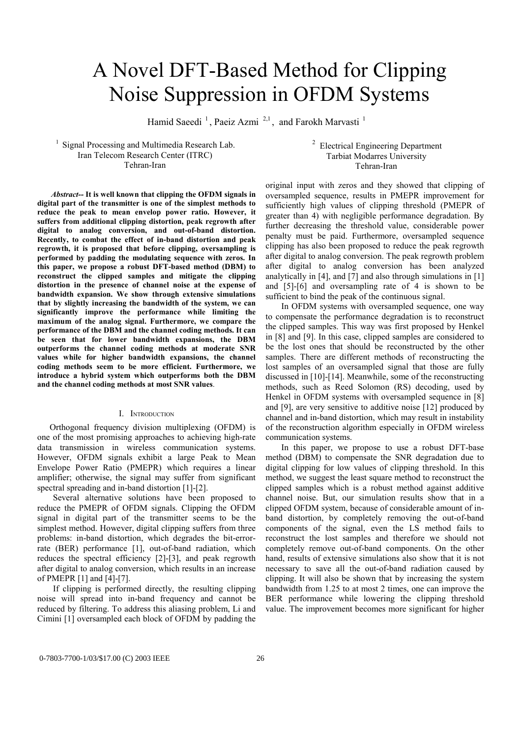# A Novel DFT-Based Method for Clipping Noise Suppression in OFDM Systems

Hamid Saeedi [1], Paeiz Azmi [2,1], and Farokh Marvasti [1]

[1] Signal Processing and Multimedia Research Lab.
Iran Telecom Research Center (ITRC)
Tehran-Iran

[2] Electrical Engineering Department
Tarbiat Modarres University
Tehran-Iran

***Abstract*-- It is well known that clipping the OFDM signals in digital part of the transmitter is one of the simplest methods to reduce the peak to mean envelop power ratio. However, it suffers from additional clipping distortion, peak regrowth after digital to analog conversion, and out-of-band distortion. Recently, to combat the effect of in-band distortion and peak regrowth, it is proposed that before clipping, oversampling is performed by padding the modulating sequence with zeros. In this paper, we propose a robust DFT-based method (DBM) to reconstruct the clipped samples and mitigate the clipping distortion in the presence of channel noise at the expense of bandwidth expansion. We show through extensive simulations that by slightly increasing the bandwidth of the system, we can significantly improve the performance while limiting the maximum of the analog signal. Furthermore, we compare the performance of the DBM and the channel coding methods. It can be seen that for lower bandwidth expansions, the DBM outperforms the channel coding methods at moderate SNR values while for higher bandwidth expansions, the channel coding methods seem to be more efficient. Furthermore, we introduce a hybrid system which outperforms both the DBM and the channel coding methods at most SNR values*.**

## I. Introduction

Orthogonal frequency division multiplexing (OFDM) is one of the most promising approaches to achieving high-rate data transmission in wireless communication systems. However, OFDM signals exhibit a large Peak to Mean Envelope Power Ratio (PMEPR) which requires a linear amplifier; otherwise, the signal may suffer from significant spectral spreading and in-band distortion [1]-[2].

Several alternative solutions have been proposed to reduce the PMEPR of OFDM signals. Clipping the OFDM signal in digital part of the transmitter seems to be the simplest method. However, digital clipping suffers from three problems: in-band distortion, which degrades the bit-error-rate (BER) performance [1], out-of-band radiation, which reduces the spectral efficiency [2]-[3], and peak regrowth after digital to analog conversion, which results in an increase of PMEPR [1] and [4]-[7].

If clipping is performed directly, the resulting clipping noise will spread into in-band frequency and cannot be reduced by filtering. To address this aliasing problem, Li and Cimini [1] oversampled each block of OFDM by padding the original input with zeros and they showed that clipping of oversampled sequence, results in PMEPR improvement for sufficiently high values of clipping threshold (PMEPR of greater than 4) with negligible performance degradation. By further decreasing the threshold value, considerable power penalty must be paid. Furthermore, oversampled sequence clipping has also been proposed to reduce the peak regrowth after digital to analog conversion. The peak regrowth problem after digital to analog conversion has been analyzed analytically in [4], and [7] and also through simulations in [1] and [5]-[6] and oversampling rate of 4 is shown to be sufficient to bind the peak of the continuous signal.

In OFDM systems with oversampled sequence, one way to compensate the performance degradation is to reconstruct the clipped samples. This way was first proposed by Henkel in [8] and [9]. In this case, clipped samples are considered to be the lost ones that should be reconstructed by the other samples. There are different methods of reconstructing the lost samples of an oversampled signal that those are fully discussed in [10]-[14]. Meanwhile, some of the reconstructing methods, such as Reed Solomon (RS) decoding, used by Henkel in OFDM systems with oversampled sequence in [8] and [9], are very sensitive to additive noise [12] produced by channel and in-band distortion, which may result in instability of the reconstruction algorithm especially in OFDM wireless communication systems.

In this paper, we propose to use a robust DFT-base method (DBM) to compensate the SNR degradation due to digital clipping for low values of clipping threshold. In this method, we suggest the least square method to reconstruct the clipped samples which is a robust method against additive channel noise. But, our simulation results show that in a clipped OFDM system, because of considerable amount of in-band distortion, by completely removing the out-of-band components of the signal, even the LS method fails to reconstruct the lost samples and therefore we should not completely remove out-of-band components. On the other hand, results of extensive simulations also show that it is not necessary to save all the out-of-band radiation caused by clipping. It will also be shown that by increasing the system bandwidth from 1.25 to at most 2 times, one can improve the BER performance while lowering the clipping threshold value. The improvement becomes more significant for higher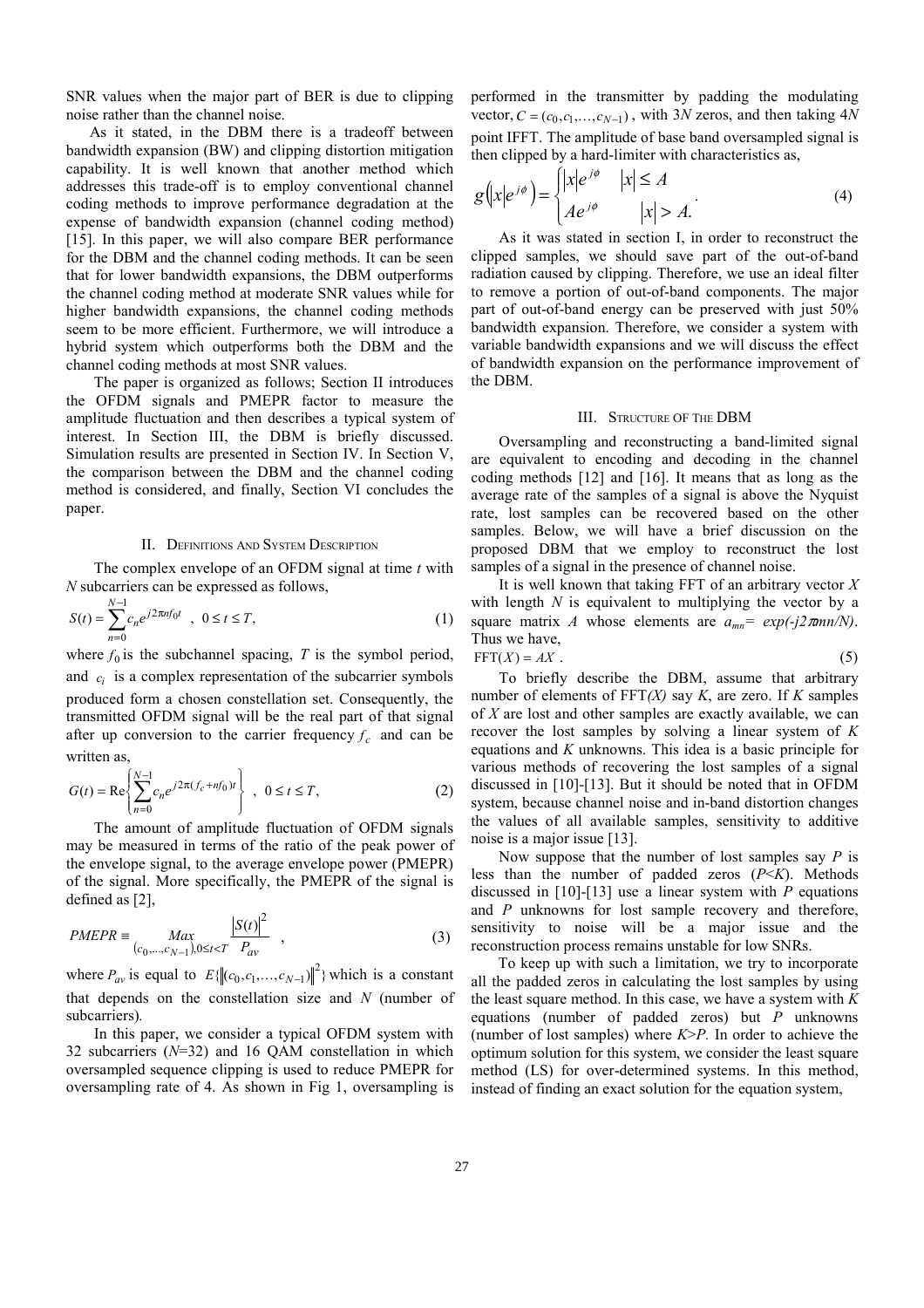SNR values when the major part of BER is due to clipping noise rather than the channel noise.

As it stated, in the DBM there is a tradeoff between bandwidth expansion (BW) and clipping distortion mitigation capability. It is well known that another method which addresses this trade-off is to employ conventional channel coding methods to improve performance degradation at the expense of bandwidth expansion (channel coding method) [15]. In this paper, we will also compare BER performance for the DBM and the channel coding methods. It can be seen that for lower bandwidth expansions, the DBM outperforms the channel coding method at moderate SNR values while for higher bandwidth expansions, the channel coding methods seem to be more efficient. Furthermore, we will introduce a hybrid system which outperforms both the DBM and the channel coding methods at most SNR values.

The paper is organized as follows; Section II introduces the OFDM signals and PMEPR factor to measure the amplitude fluctuation and then describes a typical system of interest. In Section III, the DBM is briefly discussed. Simulation results are presented in Section IV. In Section V, the comparison between the DBM and the channel coding method is considered, and finally, Section VI concludes the paper.

## II. Definitions And System Description

The complex envelope of an OFDM signal at time $t$ with $N$ subcarriers can be expressed as follows,

$$S(t) = \sum_{n=0}^{N-1} c_n e^{j2\pi n f_0 t} \quad , \quad 0 \le t \le T, \tag{1}$$

where $f_0$ is the subchannel spacing, $T$ is the symbol period, and $c_i$ is a complex representation of the subcarrier symbols produced form a chosen constellation set. Consequently, the transmitted OFDM signal will be the real part of that signal after up conversion to the carrier frequency $f_c$ and can be written as,

$$G(t) = \mathrm{Re}\left\{ \sum_{n=0}^{N-1} c_n e^{j2\pi (f_c + n f_0) t} \right\} \quad , \quad 0 \le t \le T, \tag{2}$$

The amount of amplitude fluctuation of OFDM signals may be measured in terms of the ratio of the peak power of the envelope signal, to the average envelope power (PMEPR) of the signal. More specifically, the PMEPR of the signal is defined as [2],

$$PMEPR \equiv \underset{(c_0,\ldots,c_{N-1}),0 \le t < T}{Max} \frac{|S(t)|^2}{P_{av}} \quad , \tag{3}$$

where $P_{av}$ is equal to $E\{\|(c_0, c_1, \ldots, c_{N-1})\|^2\}$ which is a constant that depends on the constellation size and $N$ (number of subcarriers).

In this paper, we consider a typical OFDM system with 32 subcarriers ($N$=32) and 16 QAM constellation in which oversampled sequence clipping is used to reduce PMEPR for oversampling rate of 4. As shown in Fig 1, oversampling is performed in the transmitter by padding the modulating vector, $C = (c_0, c_1, \ldots, c_{N-1})$, with $3N$ zeros, and then taking $4N$ point IFFT. The amplitude of base band oversampled signal is then clipped by a hard-limiter with characteristics as,

$$g\left(|x|e^{j\phi}\right) = \begin{cases} |x|e^{j\phi} & |x| \le A \\ Ae^{j\phi} & |x| > A. \end{cases} \tag{4}$$

As it was stated in section I, in order to reconstruct the clipped samples, we should save part of the out-of-band radiation caused by clipping. Therefore, we use an ideal filter to remove a portion of out-of-band components. The major part of out-of-band energy can be preserved with just 50% bandwidth expansion. Therefore, we consider a system with variable bandwidth expansions and we will discuss the effect of bandwidth expansion on the performance improvement of the DBM.

## III. Structure Of The DBM

Oversampling and reconstructing a band-limited signal are equivalent to encoding and decoding in the channel coding methods [12] and [16]. It means that as long as the average rate of the samples of a signal is above the Nyquist rate, lost samples can be recovered based on the other samples. Below, we will have a brief discussion on the proposed DBM that we employ to reconstruct the lost samples of a signal in the presence of channel noise.

It is well known that taking FFT of an arbitrary vector $X$ with length $N$ is equivalent to multiplying the vector by a square matrix $A$ whose elements are $a_{mn} = \exp(-j2\pi mn/N)$. Thus we have,

$$\mathrm{FFT}(X) = AX \ . \tag{5}$$

To briefly describe the DBM, assume that arbitrary number of elements of FFT$(X)$ say $K$, are zero. If $K$ samples of $X$ are lost and other samples are exactly available, we can recover the lost samples by solving a linear system of $K$ equations and $K$ unknowns. This idea is a basic principle for various methods of recovering the lost samples of a signal discussed in [10]-[13]. But it should be noted that in OFDM system, because channel noise and in-band distortion changes the values of all available samples, sensitivity to additive noise is a major issue [13].

Now suppose that the number of lost samples say $P$ is less than the number of padded zeros ($P<K$). Methods discussed in [10]-[13] use a linear system with $P$ equations and $P$ unknowns for lost sample recovery and therefore, sensitivity to noise will be a major issue and the reconstruction process remains unstable for low SNRs.

To keep up with such a limitation, we try to incorporate all the padded zeros in calculating the lost samples by using the least square method. In this case, we have a system with $K$ equations (number of padded zeros) but $P$ unknowns (number of lost samples) where $K>P$. In order to achieve the optimum solution for this system, we consider the least square method (LS) for over-determined systems. In this method, instead of finding an exact solution for the equation system,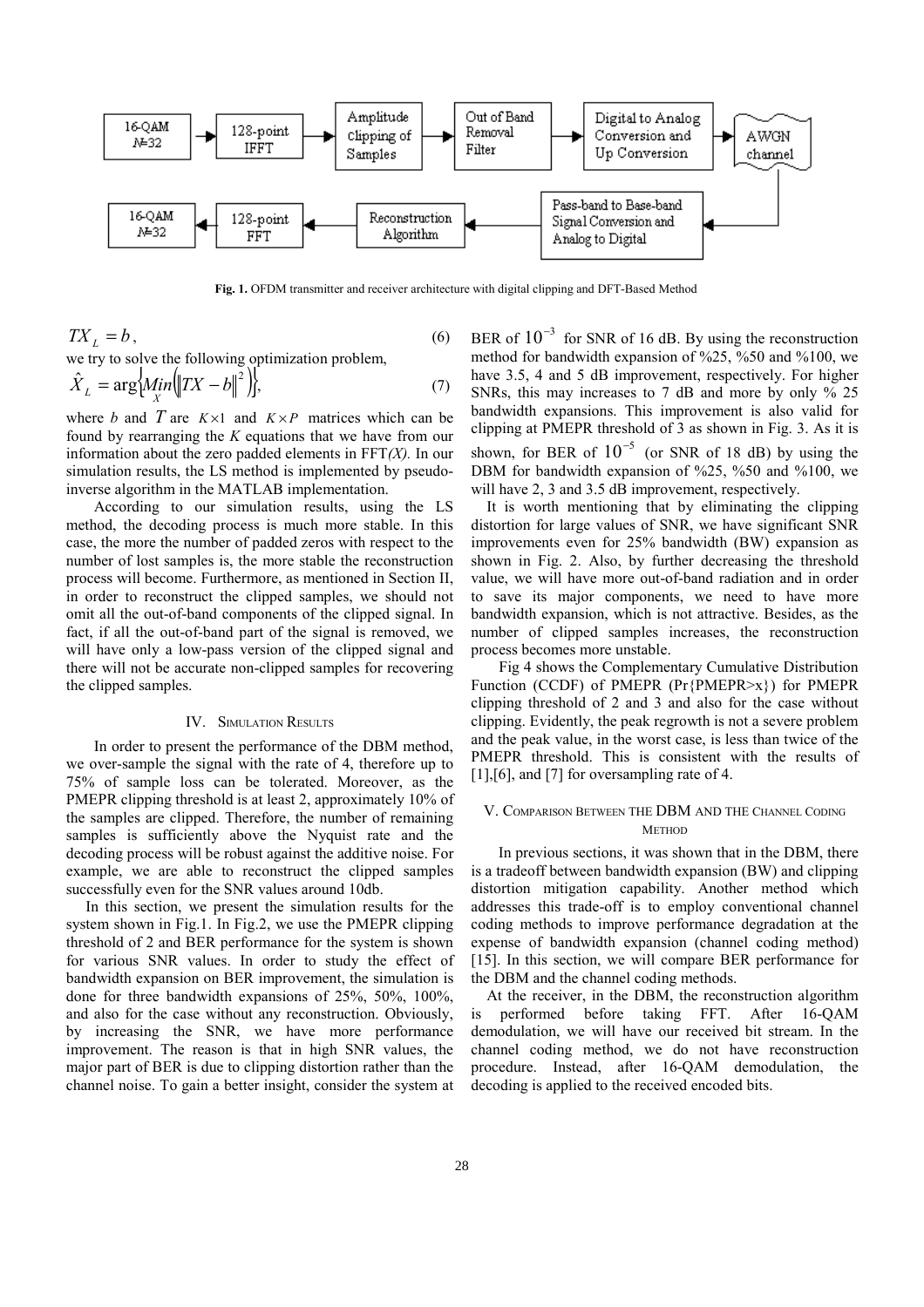Fig. 1. OFDM transmitter and receiver architecture with digital clipping and DFT-Based Method

$$TX_L = b, \tag{6}$$

we try to solve the following optimization problem,

$$\hat{X}_L = \arg\left\{\underset{X}{Min}\left(\|TX - b\|^2\right)\right\}, \tag{7}$$

where $b$ and $T$ are $K \times 1$ and $K \times P$ matrices which can be found by rearranging the $K$ equations that we have from our information about the zero padded elements in FFT*(X)*. In our simulation results, the LS method is implemented by pseudo-inverse algorithm in the MATLAB implementation.

According to our simulation results, using the LS method, the decoding process is much more stable. In this case, the more the number of padded zeros with respect to the number of lost samples is, the more stable the reconstruction process will become. Furthermore, as mentioned in Section II, in order to reconstruct the clipped samples, we should not omit all the out-of-band components of the clipped signal. In fact, if all the out-of-band part of the signal is removed, we will have only a low-pass version of the clipped signal and there will not be accurate non-clipped samples for recovering the clipped samples.

## IV. Simulation Results

In order to present the performance of the DBM method, we over-sample the signal with the rate of 4, therefore up to 75% of sample loss can be tolerated. Moreover, as the PMEPR clipping threshold is at least 2, approximately 10% of the samples are clipped. Therefore, the number of remaining samples is sufficiently above the Nyquist rate and the decoding process will be robust against the additive noise. For example, we are able to reconstruct the clipped samples successfully even for the SNR values around 10db.

In this section, we present the simulation results for the system shown in Fig.1. In Fig.2, we use the PMEPR clipping threshold of 2 and BER performance for the system is shown for various SNR values. In order to study the effect of bandwidth expansion on BER improvement, the simulation is done for three bandwidth expansions of 25%, 50%, 100%, and also for the case without any reconstruction. Obviously, by increasing the SNR, we have more performance improvement. The reason is that in high SNR values, the major part of BER is due to clipping distortion rather than the channel noise. To gain a better insight, consider the system at BER of $10^{-3}$ for SNR of 16 dB. By using the reconstruction method for bandwidth expansion of %25, %50 and %100, we have 3.5, 4 and 5 dB improvement, respectively. For higher SNRs, this may increases to 7 dB and more by only % 25 bandwidth expansions. This improvement is also valid for clipping at PMEPR threshold of 3 as shown in Fig. 3. As it is shown, for BER of $10^{-5}$ (or SNR of 18 dB) by using the DBM for bandwidth expansion of %25, %50 and %100, we will have 2, 3 and 3.5 dB improvement, respectively.

It is worth mentioning that by eliminating the clipping distortion for large values of SNR, we have significant SNR improvements even for 25% bandwidth (BW) expansion as shown in Fig. 2. Also, by further decreasing the threshold value, we will have more out-of-band radiation and in order to save its major components, we need to have more bandwidth expansion, which is not attractive. Besides, as the number of clipped samples increases, the reconstruction process becomes more unstable.

Fig 4 shows the Complementary Cumulative Distribution Function (CCDF) of PMEPR (Pr{PMEPR>x}) for PMEPR clipping threshold of 2 and 3 and also for the case without clipping. Evidently, the peak regrowth is not a severe problem and the peak value, in the worst case, is less than twice of the PMEPR threshold. This is consistent with the results of [1],[6], and [7] for oversampling rate of 4.

## V. Comparison Between the DBM and the Channel Coding Method

In previous sections, it was shown that in the DBM, there is a tradeoff between bandwidth expansion (BW) and clipping distortion mitigation capability. Another method which addresses this trade-off is to employ conventional channel coding methods to improve performance degradation at the expense of bandwidth expansion (channel coding method) [15]. In this section, we will compare BER performance for the DBM and the channel coding methods.

At the receiver, in the DBM, the reconstruction algorithm is performed before taking FFT. After 16-QAM demodulation, we will have our received bit stream. In the channel coding method, we do not have reconstruction procedure. Instead, after 16-QAM demodulation, the decoding is applied to the received encoded bits.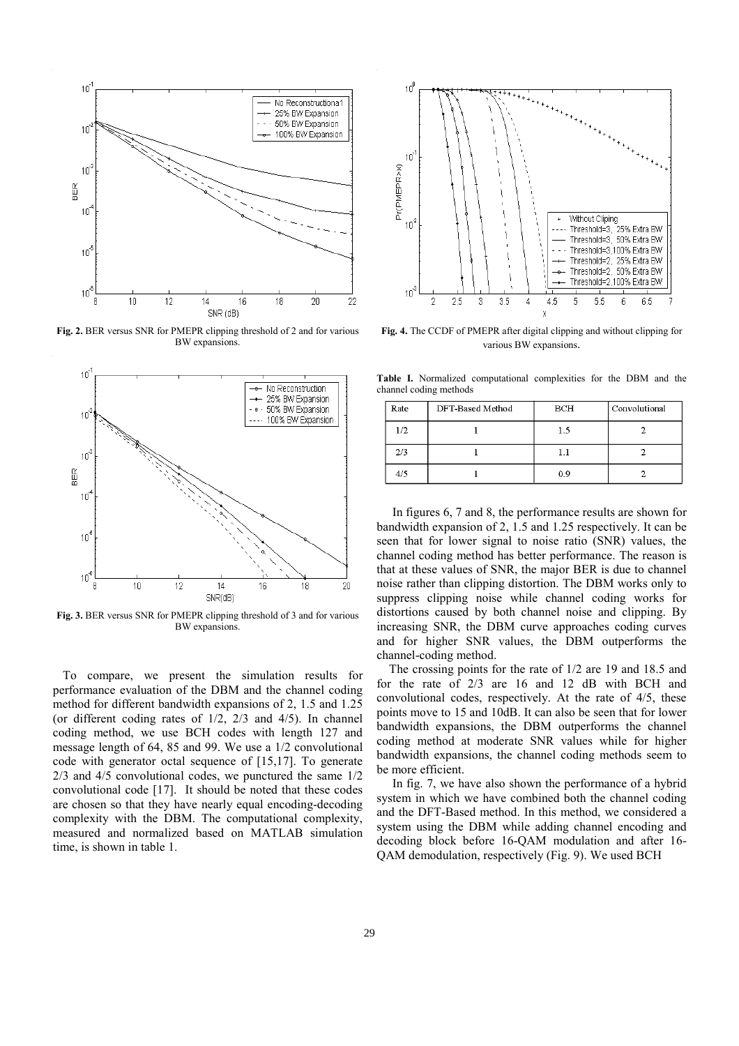**Fig. 2.** BER versus SNR for PMEPR clipping threshold of 2 and for various BW expansions.

**Fig. 3.** BER versus SNR for PMEPR clipping threshold of 3 and for various BW expansions.

To compare, we present the simulation results for performance evaluation of the DBM and the channel coding method for different bandwidth expansions of 2, 1.5 and 1.25 (or different coding rates of 1/2, 2/3 and 4/5). In channel coding method, we use BCH codes with length 127 and message length of 64, 85 and 99. We use a 1/2 convolutional code with generator octal sequence of [15,17]. To generate 2/3 and 4/5 convolutional codes, we punctured the same 1/2 convolutional code [17]. It should be noted that these codes are chosen so that they have nearly equal encoding-decoding complexity with the DBM. The computational complexity, measured and normalized based on MATLAB simulation time, is shown in table 1.

**Fig. 4.** The CCDF of PMEPR after digital clipping and without clipping for various BW expansions.

**Table I.** Normalized computational complexities for the DBM and the channel coding methods

| Rate | DFT-Based Method | BCH | Convolutional |
|---|---|---|---|
| 1/2 | 1 | 1.5 | 2 |
| 2/3 | 1 | 1.1 | 2 |
| 4/5 | 1 | 0.9 | 2 |

In figures 6, 7 and 8, the performance results are shown for bandwidth expansion of 2, 1.5 and 1.25 respectively. It can be seen that for lower signal to noise ratio (SNR) values, the channel coding method has better performance. The reason is that at these values of SNR, the major BER is due to channel noise rather than clipping distortion. The DBM works only to suppress clipping noise while channel coding works for distortions caused by both channel noise and clipping. By increasing SNR, the DBM curve approaches coding curves and for higher SNR values, the DBM outperforms the channel-coding method.

The crossing points for the rate of 1/2 are 19 and 18.5 and for the rate of 2/3 are 16 and 12 dB with BCH and convolutional codes, respectively. At the rate of 4/5, these points move to 15 and 10dB. It can also be seen that for lower bandwidth expansions, the DBM outperforms the channel coding method at moderate SNR values while for higher bandwidth expansions, the channel coding methods seem to be more efficient.

In fig. 7, we have also shown the performance of a hybrid system in which we have combined both the channel coding and the DFT-Based method. In this method, we considered a system using the DBM while adding channel encoding and decoding block before 16-QAM modulation and after 16-QAM demodulation, respectively (Fig. 9). We used BCH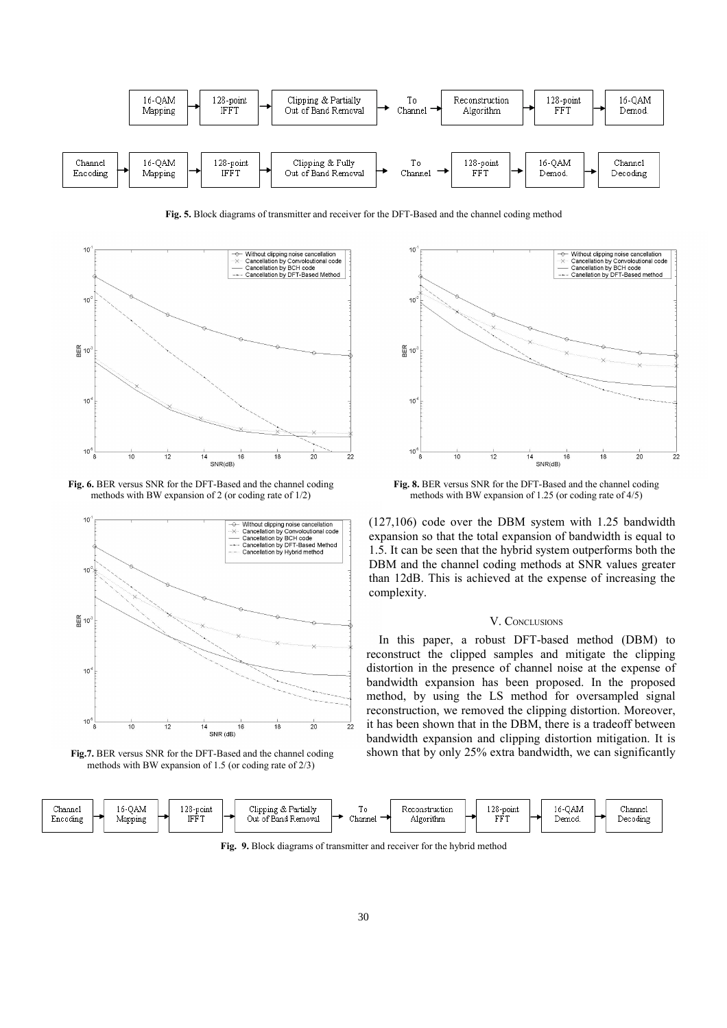Fig. 5. Block diagrams of transmitter and receiver for the DFT-Based and the channel coding method

Fig. 6. BER versus SNR for the DFT-Based and the channel coding methods with BW expansion of 2 (or coding rate of 1/2)

Fig.7. BER versus SNR for the DFT-Based and the channel coding methods with BW expansion of 1.5 (or coding rate of 2/3)

Fig. 8. BER versus SNR for the DFT-Based and the channel coding methods with BW expansion of 1.25 (or coding rate of 4/5)

(127,106) code over the DBM system with 1.25 bandwidth expansion so that the total expansion of bandwidth is equal to 1.5. It can be seen that the hybrid system outperforms both the DBM and the channel coding methods at SNR values greater than 12dB. This is achieved at the expense of increasing the complexity.

## V. Conclusions

In this paper, a robust DFT-based method (DBM) to reconstruct the clipped samples and mitigate the clipping distortion in the presence of channel noise at the expense of bandwidth expansion has been proposed. In the proposed method, by using the LS method for oversampled signal reconstruction, we removed the clipping distortion. Moreover, it has been shown that in the DBM, there is a tradeoff between bandwidth expansion and clipping distortion mitigation. It is shown that by only 25% extra bandwidth, we can significantly

Fig. 9. Block diagrams of transmitter and receiver for the hybrid method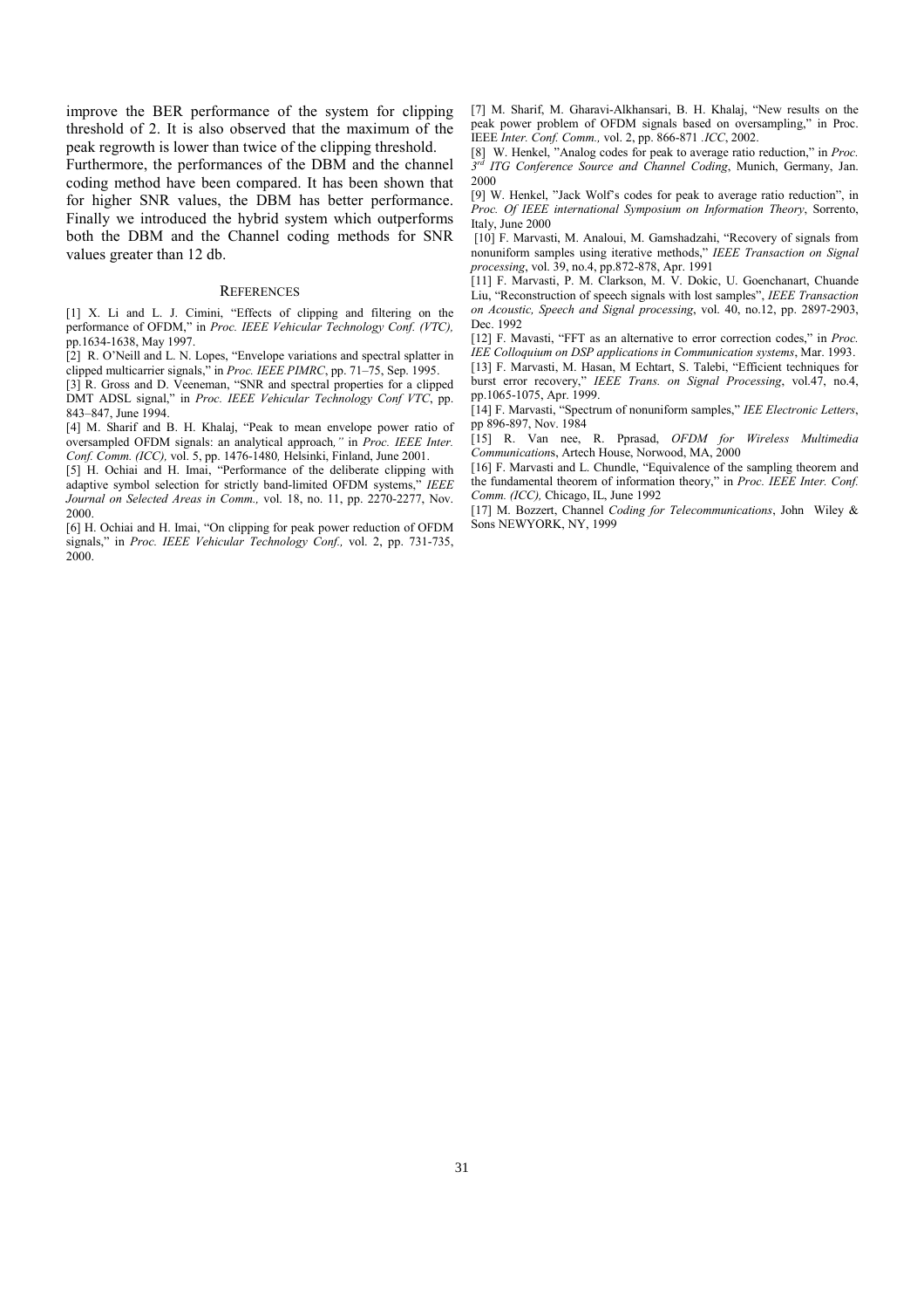improve the BER performance of the system for clipping threshold of 2. It is also observed that the maximum of the peak regrowth is lower than twice of the clipping threshold.

Furthermore, the performances of the DBM and the channel coding method have been compared. It has been shown that for higher SNR values, the DBM has better performance. Finally we introduced the hybrid system which outperforms both the DBM and the Channel coding methods for SNR values greater than 12 db.

## REFERENCES

[1] X. Li and L. J. Cimini, "Effects of clipping and filtering on the performance of OFDM," in *Proc. IEEE Vehicular Technology Conf. (VTC),* pp.1634-1638, May 1997.

[2] R. O'Neill and L. N. Lopes, "Envelope variations and spectral splatter in clipped multicarrier signals," in *Proc. IEEE PIMRC*, pp. 71–75, Sep. 1995.

[3] R. Gross and D. Veeneman, "SNR and spectral properties for a clipped DMT ADSL signal," in *Proc. IEEE Vehicular Technology Conf VTC*, pp. 843–847, June 1994.

[4] M. Sharif and B. H. Khalaj, "Peak to mean envelope power ratio of oversampled OFDM signals: an analytical approach*,"* in *Proc. IEEE Inter. Conf. Comm. (ICC),* vol. 5, pp. 1476-1480*,* Helsinki, Finland, June 2001.

[5] H. Ochiai and H. Imai, "Performance of the deliberate clipping with adaptive symbol selection for strictly band-limited OFDM systems," *IEEE Journal on Selected Areas in Comm.,* vol. 18, no. 11, pp. 2270-2277, Nov. 2000.

[6] H. Ochiai and H. Imai, "On clipping for peak power reduction of OFDM signals," in *Proc. IEEE Vehicular Technology Conf.,* vol. 2, pp. 731-735, 2000.

[7] M. Sharif, M. Gharavi-Alkhansari, B. H. Khalaj, "New results on the peak power problem of OFDM signals based on oversampling," in Proc. IEEE *Inter. Conf. Comm.,* vol. 2, pp. 866-871 .*ICC*, 2002.

[8] W. Henkel, "Analog codes for peak to average ratio reduction," in *Proc. 3rd ITG Conference Source and Channel Coding*, Munich, Germany, Jan. 2000

[9] W. Henkel, "Jack Wolf's codes for peak to average ratio reduction", in *Proc. Of IEEE international Symposium on Information Theory*, Sorrento, Italy, June 2000

[10] F. Marvasti, M. Analoui, M. Gamshadzahi, "Recovery of signals from nonuniform samples using iterative methods," *IEEE Transaction on Signal processing*, vol. 39, no.4, pp.872-878, Apr. 1991

[11] F. Marvasti, P. M. Clarkson, M. V. Dokic, U. Goenchanart, Chuande Liu, "Reconstruction of speech signals with lost samples", *IEEE Transaction on Acoustic, Speech and Signal processing*, vol. 40, no.12, pp. 2897-2903, Dec. 1992

[12] F. Mavasti, "FFT as an alternative to error correction codes," in *Proc. IEE Colloquium on DSP applications in Communication systems*, Mar. 1993.

[13] F. Marvasti, M. Hasan, M Echtart, S. Talebi, "Efficient techniques for burst error recovery," *IEEE Trans. on Signal Processing*, vol.47, no.4, pp.1065-1075, Apr. 1999.

[14] F. Marvasti, "Spectrum of nonuniform samples," *IEE Electronic Letters*, pp 896-897, Nov. 1984

[15] R. Van nee, R. Pprasad, *OFDM for Wireless Multimedia Communication*s, Artech House, Norwood, MA, 2000

[16] F. Marvasti and L. Chundle, "Equivalence of the sampling theorem and the fundamental theorem of information theory," in *Proc. IEEE Inter. Conf. Comm. (ICC),* Chicago, IL, June 1992

[17] M. Bozzert, Channel *Coding for Telecommunications*, John Wiley & Sons NEWYORK, NY, 1999